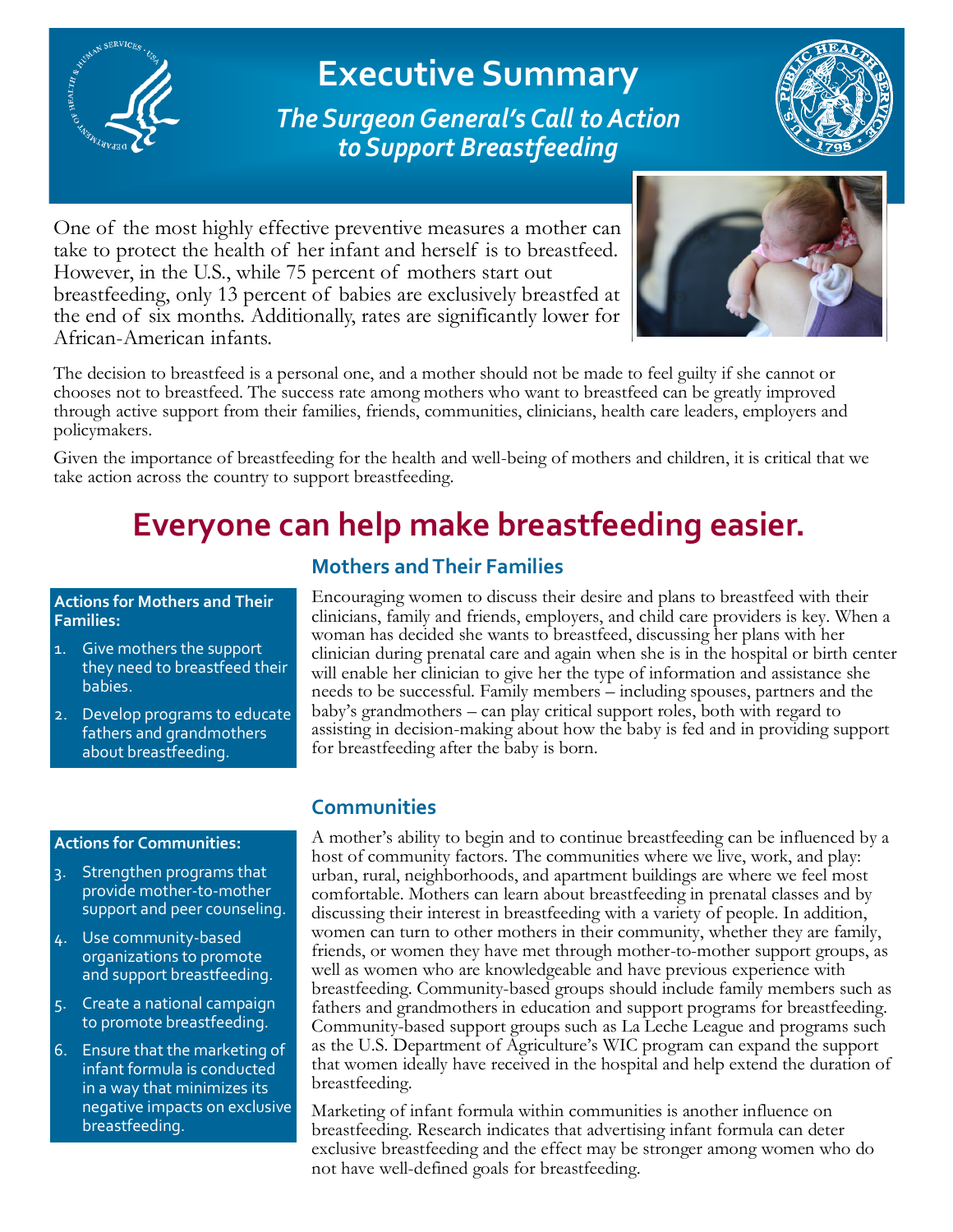# Executive Summary

## *The Surgeon General's Call to Action to Support Breastfeeding*

One of the most highly effective preventive measures a mother can take to protect the health of her infant and herself is to breastfeed. However, in the U.S., while 75 percent of mothers start out breastfeeding, only 13 percent of babies are exclusively breastfed at the end of six months. Additionally, rates are significantly lower for African-American infants.

The decision to breastfeed is a personal one, and a mother should not be made to feel guilty if she cannot or chooses not to breastfeed. The success rate among mothers who want to breastfeed can be greatly improved through active support from their families, friends, communities, clinicians, health care leaders, employers and policymakers.

Given the importance of breastfeeding for the health and well-being of mothers and children, it is critical that we take action across the country to support breastfeeding.

# Everyone can help make breastfeeding easier.

## Mothers and Their Families

Encouraging women to discuss their desire and plans to breastfeed with their clinicians, family and friends, employers, and child care providers is key. When a woman has decided she wants to breastfeed, discussing her plans with her clinician during prenatal care and again when she is in the hospital or birth center will enable her clinician to give her the type of information and assistance she needs to be successful. Family members – including spouses, partners and the baby's grandmothers – can play critical support roles, both with regard to assisting in decision-making about how the baby is fed and in providing support for breastfeeding after the baby is born.

**Actions for Mothers and Their Families:**

1. Give mothers the support they need to breastfeed their babies.
2. Develop programs to educate fathers and grandmothers about breastfeeding.

## Communities

A mother's ability to begin and to continue breastfeeding can be influenced by a host of community factors. The communities where we live, work, and play: urban, rural, neighborhoods, and apartment buildings are where we feel most comfortable. Mothers can learn about breastfeeding in prenatal classes and by discussing their interest in breastfeeding with a variety of people. In addition, women can turn to other mothers in their community, whether they are family, friends, or women they have met through mother-to-mother support groups, as well as women who are knowledgeable and have previous experience with breastfeeding. Community-based groups should include family members such as fathers and grandmothers in education and support programs for breastfeeding. Community-based support groups such as La Leche League and programs such as the U.S. Department of Agriculture's WIC program can expand the support that women ideally have received in the hospital and help extend the duration of breastfeeding.

Marketing of infant formula within communities is another influence on breastfeeding. Research indicates that advertising infant formula can deter exclusive breastfeeding and the effect may be stronger among women who do not have well-defined goals for breastfeeding.

**Actions for Communities:**

3. Strengthen programs that provide mother-to-mother support and peer counseling.
4. Use community-based organizations to promote and support breastfeeding.
5. Create a national campaign to promote breastfeeding.
6. Ensure that the marketing of infant formula is conducted in a way that minimizes its negative impacts on exclusive breastfeeding.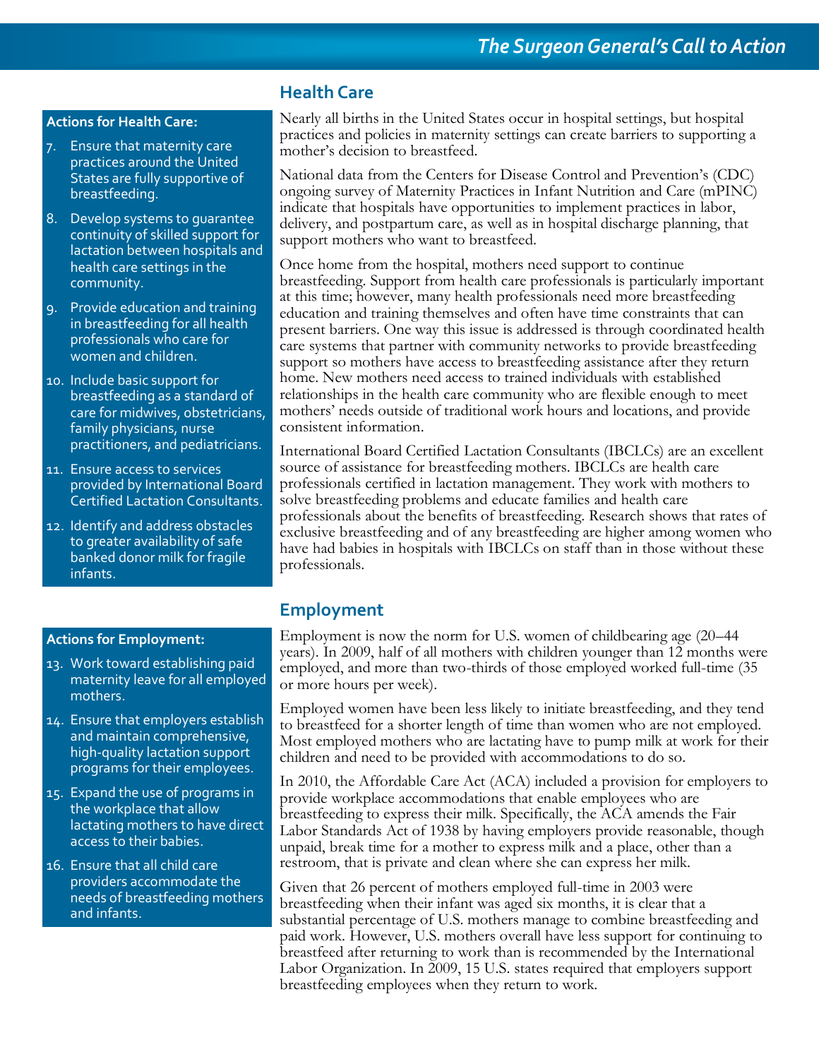## Health Care

**Actions for Health Care:**

7. Ensure that maternity care practices around the United States are fully supportive of breastfeeding.
8. Develop systems to guarantee continuity of skilled support for lactation between hospitals and health care settings in the community.
9. Provide education and training in breastfeeding for all health professionals who care for women and children.
10. Include basic support for breastfeeding as a standard of care for midwives, obstetricians, family physicians, nurse practitioners, and pediatricians.
11. Ensure access to services provided by International Board Certified Lactation Consultants.
12. Identify and address obstacles to greater availability of safe banked donor milk for fragile infants.

Nearly all births in the United States occur in hospital settings, but hospital practices and policies in maternity settings can create barriers to supporting a mother's decision to breastfeed.

National data from the Centers for Disease Control and Prevention's (CDC) ongoing survey of Maternity Practices in Infant Nutrition and Care (mPINC) indicate that hospitals have opportunities to implement practices in labor, delivery, and postpartum care, as well as in hospital discharge planning, that support mothers who want to breastfeed.

Once home from the hospital, mothers need support to continue breastfeeding. Support from health care professionals is particularly important at this time; however, many health professionals need more breastfeeding education and training themselves and often have time constraints that can present barriers. One way this issue is addressed is through coordinated health care systems that partner with community networks to provide breastfeeding support so mothers have access to breastfeeding assistance after they return home. New mothers need access to trained individuals with established relationships in the health care community who are flexible enough to meet mothers' needs outside of traditional work hours and locations, and provide consistent information.

International Board Certified Lactation Consultants (IBCLCs) are an excellent source of assistance for breastfeeding mothers. IBCLCs are health care professionals certified in lactation management. They work with mothers to solve breastfeeding problems and educate families and health care professionals about the benefits of breastfeeding. Research shows that rates of exclusive breastfeeding and of any breastfeeding are higher among women who have had babies in hospitals with IBCLCs on staff than in those without these professionals.

## Employment

**Actions for Employment:**

13. Work toward establishing paid maternity leave for all employed mothers.
14. Ensure that employers establish and maintain comprehensive, high-quality lactation support programs for their employees.
15. Expand the use of programs in the workplace that allow lactating mothers to have direct access to their babies.
16. Ensure that all child care providers accommodate the needs of breastfeeding mothers and infants.

Employment is now the norm for U.S. women of childbearing age (20–44 years). In 2009, half of all mothers with children younger than 12 months were employed, and more than two-thirds of those employed worked full-time (35 or more hours per week).

Employed women have been less likely to initiate breastfeeding, and they tend to breastfeed for a shorter length of time than women who are not employed. Most employed mothers who are lactating have to pump milk at work for their children and need to be provided with accommodations to do so.

In 2010, the Affordable Care Act (ACA) included a provision for employers to provide workplace accommodations that enable employees who are breastfeeding to express their milk. Specifically, the ACA amends the Fair Labor Standards Act of 1938 by having employers provide reasonable, though unpaid, break time for a mother to express milk and a place, other than a restroom, that is private and clean where she can express her milk.

Given that 26 percent of mothers employed full-time in 2003 were breastfeeding when their infant was aged six months, it is clear that a substantial percentage of U.S. mothers manage to combine breastfeeding and paid work. However, U.S. mothers overall have less support for continuing to breastfeed after returning to work than is recommended by the International Labor Organization. In 2009, 15 U.S. states required that employers support breastfeeding employees when they return to work.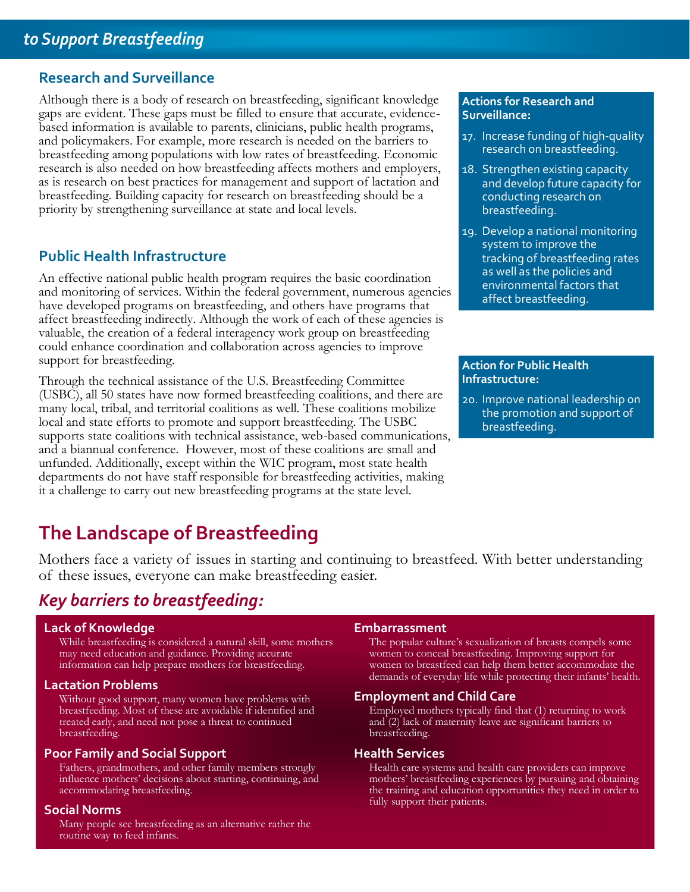## to Support Breastfeeding

### Research and Surveillance

Although there is a body of research on breastfeeding, significant knowledge gaps are evident. These gaps must be filled to ensure that accurate, evidence-based information is available to parents, clinicians, public health programs, and policymakers. For example, more research is needed on the barriers to breastfeeding among populations with low rates of breastfeeding. Economic research is also needed on how breastfeeding affects mothers and employers, as is research on best practices for management and support of lactation and breastfeeding. Building capacity for research on breastfeeding should be a priority by strengthening surveillance at state and local levels.

**Actions for Research and Surveillance:**

17. Increase funding of high-quality research on breastfeeding.
18. Strengthen existing capacity and develop future capacity for conducting research on breastfeeding.
19. Develop a national monitoring system to improve the tracking of breastfeeding rates as well as the policies and environmental factors that affect breastfeeding.

### Public Health Infrastructure

An effective national public health program requires the basic coordination and monitoring of services. Within the federal government, numerous agencies have developed programs on breastfeeding, and others have programs that affect breastfeeding indirectly. Although the work of each of these agencies is valuable, the creation of a federal interagency work group on breastfeeding could enhance coordination and collaboration across agencies to improve support for breastfeeding.

Through the technical assistance of the U.S. Breastfeeding Committee (USBC), all 50 states have now formed breastfeeding coalitions, and there are many local, tribal, and territorial coalitions as well. These coalitions mobilize local and state efforts to promote and support breastfeeding. The USBC supports state coalitions with technical assistance, web-based communications, and a biannual conference. However, most of these coalitions are small and unfunded. Additionally, except within the WIC program, most state health departments do not have staff responsible for breastfeeding activities, making it a challenge to carry out new breastfeeding programs at the state level.

**Action for Public Health Infrastructure:**

20. Improve national leadership on the promotion and support of breastfeeding.

## The Landscape of Breastfeeding

Mothers face a variety of issues in starting and continuing to breastfeed. With better understanding of these issues, everyone can make breastfeeding easier.

### *Key barriers to breastfeeding:*

**Lack of Knowledge**

While breastfeeding is considered a natural skill, some mothers may need education and guidance. Providing accurate information can help prepare mothers for breastfeeding.

**Lactation Problems**

Without good support, many women have problems with breastfeeding. Most of these are avoidable if identified and treated early, and need not pose a threat to continued breastfeeding.

**Poor Family and Social Support**

Fathers, grandmothers, and other family members strongly influence mothers' decisions about starting, continuing, and accommodating breastfeeding.

**Social Norms**

Many people see breastfeeding as an alternative rather the routine way to feed infants.

**Embarrassment**

The popular culture's sexualization of breasts compels some women to conceal breastfeeding. Improving support for women to breastfeed can help them better accommodate the demands of everyday life while protecting their infants' health.

**Employment and Child Care**

Employed mothers typically find that (1) returning to work and (2) lack of maternity leave are significant barriers to breastfeeding.

**Health Services**

Health care systems and health care providers can improve mothers' breastfeeding experiences by pursuing and obtaining the training and education opportunities they need in order to fully support their patients.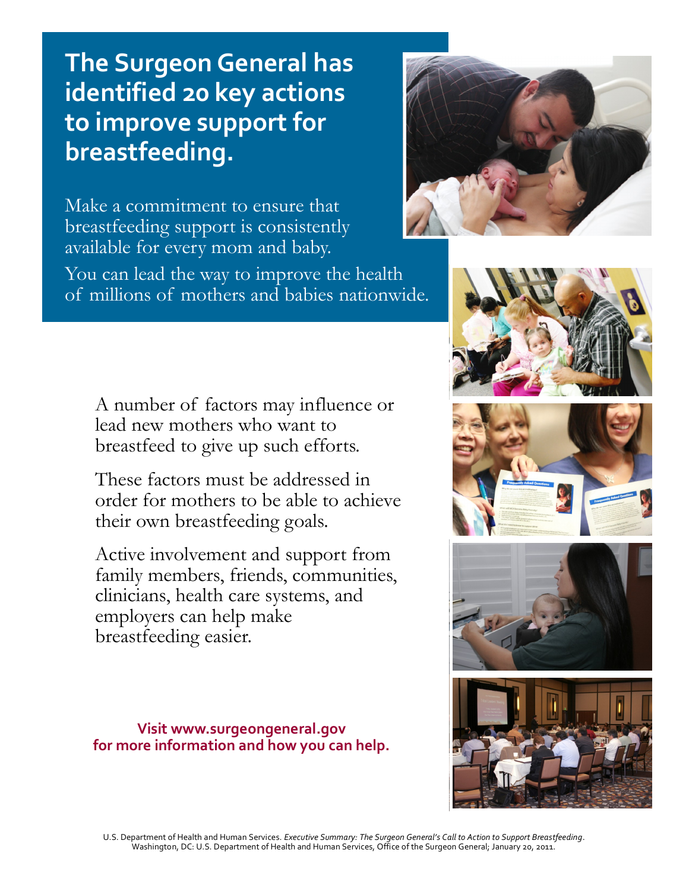# The Surgeon General has identified 20 key actions to improve support for breastfeeding.

Make a commitment to ensure that breastfeeding support is consistently available for every mom and baby.

You can lead the way to improve the health of millions of mothers and babies nationwide.

A number of factors may influence or lead new mothers who want to breastfeed to give up such efforts.

These factors must be addressed in order for mothers to be able to achieve their own breastfeeding goals.

Active involvement and support from family members, friends, communities, clinicians, health care systems, and employers can help make breastfeeding easier.

**Visit www.surgeongeneral.gov for more information and how you can help.**

U.S. Department of Health and Human Services. *Executive Summary: The Surgeon General's Call to Action to Support Breastfeeding*. Washington, DC: U.S. Department of Health and Human Services, Office of the Surgeon General; January 20, 2011.